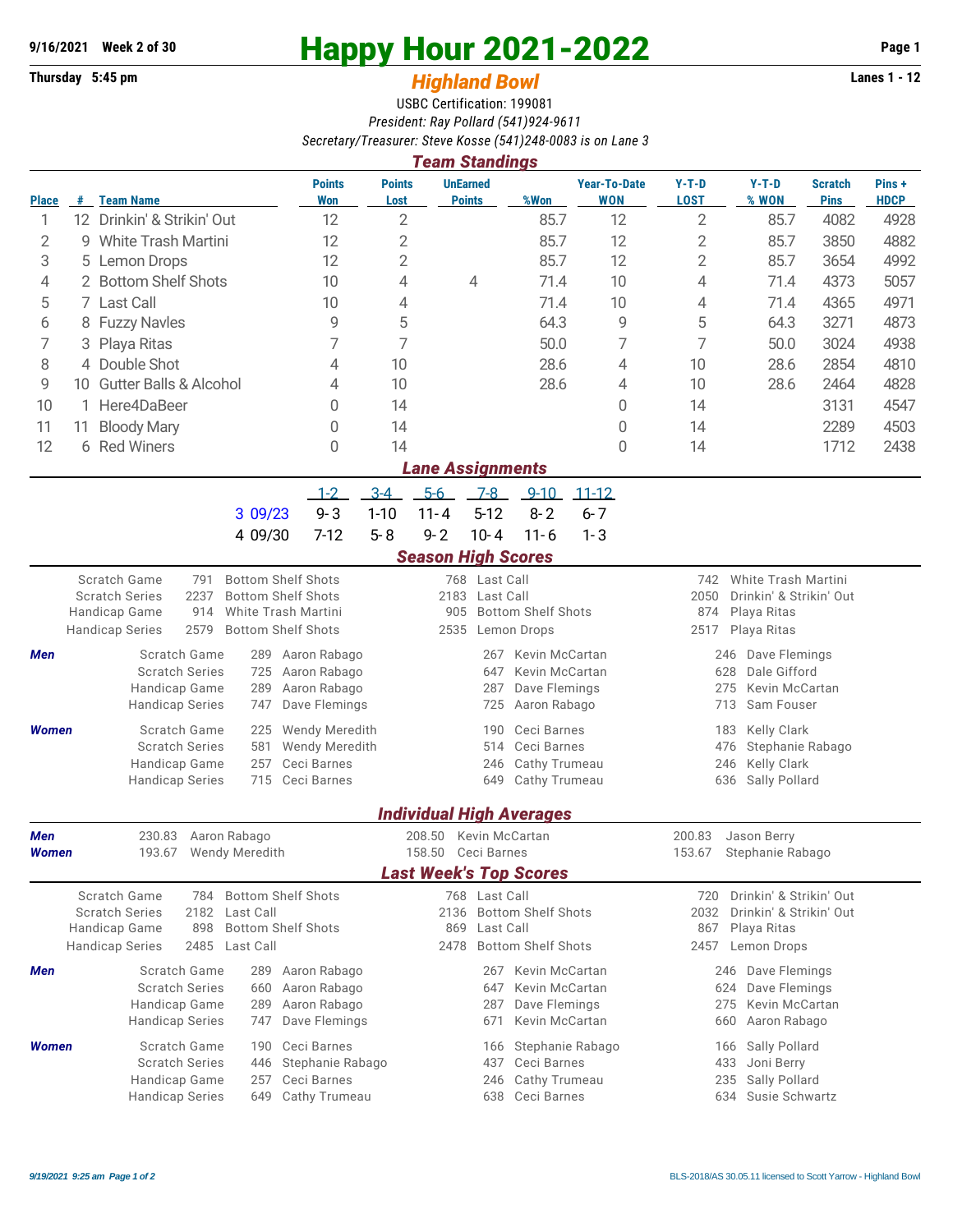9/16/2021 Week 2 of 30

Thursday 5:45 pm

# Happy Hour 2021-2022

## *Highland Bowl*

Lanes 1 - 12

USBC Certification: 199081

*President: Ray Pollard (541)924-9611*

*Secretary/Treasurer: Steve Kosse (541)248-0083 is on Lane 3*

### *Team Standings*

| Place | # | Team Name | Points Won | Points Lost | UnEarned Points | %Won | Year-To-Date WON | Y-T-D LOST | Y-T-D % WON | Scratch Pins | Pins + HDCP |
|---|---|---|---|---|---|---|---|---|---|---|---|
| 1 | 12 | Drinkin' & Strikin' Out | 12 | 2 | | 85.7 | 12 | 2 | 85.7 | 4082 | 4928 |
| 2 | 9 | White Trash Martini | 12 | 2 | | 85.7 | 12 | 2 | 85.7 | 3850 | 4882 |
| 3 | 5 | Lemon Drops | 12 | 2 | | 85.7 | 12 | 2 | 85.7 | 3654 | 4992 |
| 4 | 2 | Bottom Shelf Shots | 10 | 4 | 4 | 71.4 | 10 | 4 | 71.4 | 4373 | 5057 |
| 5 | 7 | Last Call | 10 | 4 | | 71.4 | 10 | 4 | 71.4 | 4365 | 4971 |
| 6 | 8 | Fuzzy Navles | 9 | 5 | | 64.3 | 9 | 5 | 64.3 | 3271 | 4873 |
| 7 | 3 | Playa Ritas | 7 | 7 | | 50.0 | 7 | 7 | 50.0 | 3024 | 4938 |
| 8 | 4 | Double Shot | 4 | 10 | | 28.6 | 4 | 10 | 28.6 | 2854 | 4810 |
| 9 | 10 | Gutter Balls & Alcohol | 4 | 10 | | 28.6 | 4 | 10 | 28.6 | 2464 | 4828 |
| 10 | 1 | Here4DaBeer | 0 | 14 | | | 0 | 14 | | 3131 | 4547 |
| 11 | 11 | Bloody Mary | 0 | 14 | | | 0 | 14 | | 2289 | 4503 |
| 12 | 6 | Red Winers | 0 | 14 | | | 0 | 14 | | 1712 | 2438 |

### *Lane Assignments*

| | | 1-2 | 3-4 | 5-6 | 7-8 | 9-10 | 11-12 |
|---|---|---|---|---|---|---|---|
| 3 | 09/23 | 9-3 | 1-10 | 11-4 | 5-12 | 8-2 | 6-7 |
| 4 | 09/30 | 7-12 | 5-8 | 9-2 | 10-4 | 11-6 | 1-3 |

### *Season High Scores*

| | | | | | | |
|---|---|---|---|---|---|---|
| Scratch Game | 791 | Bottom Shelf Shots | 768 | Last Call | 742 | White Trash Martini |
| Scratch Series | 2237 | Bottom Shelf Shots | 2183 | Last Call | 2050 | Drinkin' & Strikin' Out |
| Handicap Game | 914 | White Trash Martini | 905 | Bottom Shelf Shots | 874 | Playa Ritas |
| Handicap Series | 2579 | Bottom Shelf Shots | 2535 | Lemon Drops | 2517 | Playa Ritas |

| | | | | | | | |
|---|---|---|---|---|---|---|---|
| ***Men*** | Scratch Game | 289 | Aaron Rabago | 267 | Kevin McCartan | 246 | Dave Flemings |
| | Scratch Series | 725 | Aaron Rabago | 647 | Kevin McCartan | 628 | Dale Gifford |
| | Handicap Game | 289 | Aaron Rabago | 287 | Dave Flemings | 275 | Kevin McCartan |
| | Handicap Series | 747 | Dave Flemings | 725 | Aaron Rabago | 713 | Sam Fouser |
| ***Women*** | Scratch Game | 225 | Wendy Meredith | 190 | Ceci Barnes | 183 | Kelly Clark |
| | Scratch Series | 581 | Wendy Meredith | 514 | Ceci Barnes | 476 | Stephanie Rabago |
| | Handicap Game | 257 | Ceci Barnes | 246 | Cathy Trumeau | 246 | Kelly Clark |
| | Handicap Series | 715 | Ceci Barnes | 649 | Cathy Trumeau | 636 | Sally Pollard |

### *Individual High Averages*

| | | | | | | |
|---|---|---|---|---|---|---|
| ***Men*** | 230.83 | Aaron Rabago | 208.50 | Kevin McCartan | 200.83 | Jason Berry |
| ***Women*** | 193.67 | Wendy Meredith | 158.50 | Ceci Barnes | 153.67 | Stephanie Rabago |

### *Last Week's Top Scores*

| | | | | | | |
|---|---|---|---|---|---|---|
| Scratch Game | 784 | Bottom Shelf Shots | 768 | Last Call | 720 | Drinkin' & Strikin' Out |
| Scratch Series | 2182 | Last Call | 2136 | Bottom Shelf Shots | 2032 | Drinkin' & Strikin' Out |
| Handicap Game | 898 | Bottom Shelf Shots | 869 | Last Call | 867 | Playa Ritas |
| Handicap Series | 2485 | Last Call | 2478 | Bottom Shelf Shots | 2457 | Lemon Drops |

| | | | | | | | |
|---|---|---|---|---|---|---|---|
| ***Men*** | Scratch Game | 289 | Aaron Rabago | 267 | Kevin McCartan | 246 | Dave Flemings |
| | Scratch Series | 660 | Aaron Rabago | 647 | Kevin McCartan | 624 | Dave Flemings |
| | Handicap Game | 289 | Aaron Rabago | 287 | Dave Flemings | 275 | Kevin McCartan |
| | Handicap Series | 747 | Dave Flemings | 671 | Kevin McCartan | 660 | Aaron Rabago |
| ***Women*** | Scratch Game | 190 | Ceci Barnes | 166 | Stephanie Rabago | 166 | Sally Pollard |
| | Scratch Series | 446 | Stephanie Rabago | 437 | Ceci Barnes | 433 | Joni Berry |
| | Handicap Game | 257 | Ceci Barnes | 246 | Cathy Trumeau | 235 | Sally Pollard |
| | Handicap Series | 649 | Cathy Trumeau | 638 | Ceci Barnes | 634 | Susie Schwartz |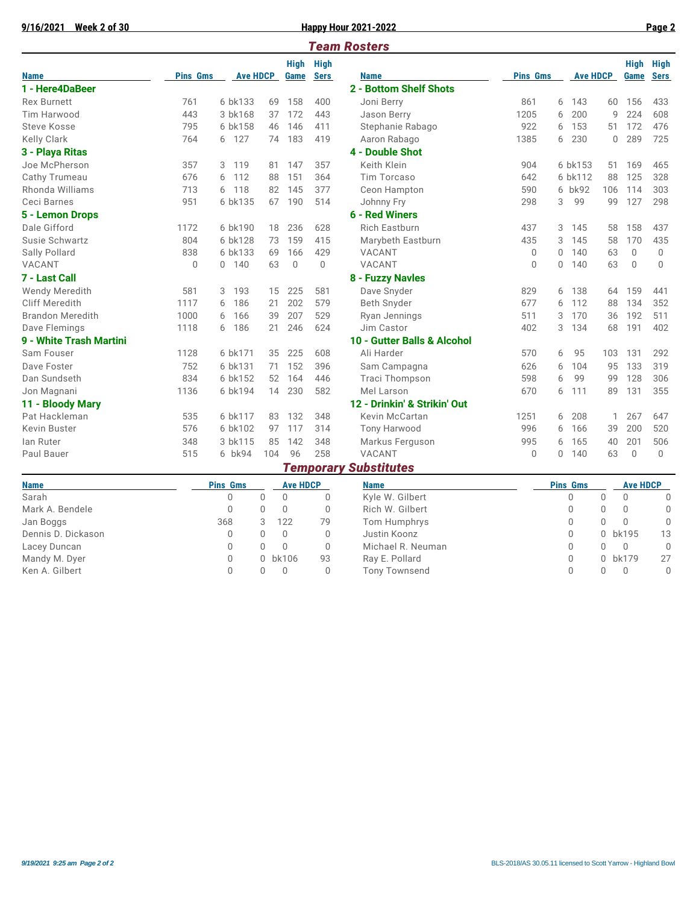## Team Rosters

| Name | Pins | Gms | Ave | HDCP | High Game | High Sers | Name | Pins | Gms | Ave | HDCP | High Game | High Sers |
|---|---|---|---|---|---|---|---|---|---|---|---|---|---|
| **1 - Here4DaBeer** | | | | | | | **2 - Bottom Shelf Shots** | | | | | | |
| Rex Burnett | 761 | 6 | bk133 | 69 | 158 | 400 | Joni Berry | 861 | 6 | 143 | 60 | 156 | 433 |
| Tim Harwood | 443 | 3 | bk168 | 37 | 172 | 443 | Jason Berry | 1205 | 6 | 200 | 9 | 224 | 608 |
| Steve Kosse | 795 | 6 | bk158 | 46 | 146 | 411 | Stephanie Rabago | 922 | 6 | 153 | 51 | 172 | 476 |
| Kelly Clark | 764 | 6 | 127 | 74 | 183 | 419 | Aaron Rabago | 1385 | 6 | 230 | 0 | 289 | 725 |
| **3 - Playa Ritas** | | | | | | | **4 - Double Shot** | | | | | | |
| Joe McPherson | 357 | 3 | 119 | 81 | 147 | 357 | Keith Klein | 904 | 6 | bk153 | 51 | 169 | 465 |
| Cathy Trumeau | 676 | 6 | 112 | 88 | 151 | 364 | Tim Torcaso | 642 | 6 | bk112 | 88 | 125 | 328 |
| Rhonda Williams | 713 | 6 | 118 | 82 | 145 | 377 | Ceon Hampton | 590 | 6 | bk92 | 106 | 114 | 303 |
| Ceci Barnes | 951 | 6 | bk135 | 67 | 190 | 514 | Johnny Fry | 298 | 3 | 99 | 99 | 127 | 298 |
| **5 - Lemon Drops** | | | | | | | **6 - Red Winers** | | | | | | |
| Dale Gifford | 1172 | 6 | bk190 | 18 | 236 | 628 | Rich Eastburn | 437 | 3 | 145 | 58 | 158 | 437 |
| Susie Schwartz | 804 | 6 | bk128 | 73 | 159 | 415 | Marybeth Eastburn | 435 | 3 | 145 | 58 | 170 | 435 |
| Sally Pollard | 838 | 6 | bk133 | 69 | 166 | 429 | VACANT | 0 | 0 | 140 | 63 | 0 | 0 |
| VACANT | 0 | 0 | 140 | 63 | 0 | 0 | VACANT | 0 | 0 | 140 | 63 | 0 | 0 |
| **7 - Last Call** | | | | | | | **8 - Fuzzy Navles** | | | | | | |
| Wendy Meredith | 581 | 3 | 193 | 15 | 225 | 581 | Dave Snyder | 829 | 6 | 138 | 64 | 159 | 441 |
| Cliff Meredith | 1117 | 6 | 186 | 21 | 202 | 579 | Beth Snyder | 677 | 6 | 112 | 88 | 134 | 352 |
| Brandon Meredith | 1000 | 6 | 166 | 39 | 207 | 529 | Ryan Jennings | 511 | 3 | 170 | 36 | 192 | 511 |
| Dave Flemings | 1118 | 6 | 186 | 21 | 246 | 624 | Jim Castor | 402 | 3 | 134 | 68 | 191 | 402 |
| **9 - White Trash Martini** | | | | | | | **10 - Gutter Balls & Alcohol** | | | | | | |
| Sam Fouser | 1128 | 6 | bk171 | 35 | 225 | 608 | Ali Harder | 570 | 6 | 95 | 103 | 131 | 292 |
| Dave Foster | 752 | 6 | bk131 | 71 | 152 | 396 | Sam Campagna | 626 | 6 | 104 | 95 | 133 | 319 |
| Dan Sundseth | 834 | 6 | bk152 | 52 | 164 | 446 | Traci Thompson | 598 | 6 | 99 | 99 | 128 | 306 |
| Jon Magnani | 1136 | 6 | bk194 | 14 | 230 | 582 | Mel Larson | 670 | 6 | 111 | 89 | 131 | 355 |
| **11 - Bloody Mary** | | | | | | | **12 - Drinkin' & Strikin' Out** | | | | | | |
| Pat Hackleman | 535 | 6 | bk117 | 83 | 132 | 348 | Kevin McCartan | 1251 | 6 | 208 | 1 | 267 | 647 |
| Kevin Buster | 576 | 6 | bk102 | 97 | 117 | 314 | Tony Harwood | 996 | 6 | 166 | 39 | 200 | 520 |
| Ian Ruter | 348 | 3 | bk115 | 85 | 142 | 348 | Markus Ferguson | 995 | 6 | 165 | 40 | 201 | 506 |
| Paul Bauer | 515 | 6 | bk94 | 104 | 96 | 258 | VACANT | 0 | 0 | 140 | 63 | 0 | 0 |

## Temporary Substitutes

| Name | Pins | Gms | Ave | HDCP | Name | Pins | Gms | Ave | HDCP |
|---|---|---|---|---|---|---|---|---|---|
| Sarah | 0 | 0 | 0 | 0 | Kyle W. Gilbert | 0 | 0 | 0 | 0 |
| Mark A. Bendele | 0 | 0 | 0 | 0 | Rich W. Gilbert | 0 | 0 | 0 | 0 |
| Jan Boggs | 368 | 3 | 122 | 79 | Tom Humphrys | 0 | 0 | 0 | 0 |
| Dennis D. Dickason | 0 | 0 | 0 | 0 | Justin Koonz | 0 | 0 | bk195 | 13 |
| Lacey Duncan | 0 | 0 | 0 | 0 | Michael R. Neuman | 0 | 0 | 0 | 0 |
| Mandy M. Dyer | 0 | 0 | bk106 | 93 | Ray E. Pollard | 0 | 0 | bk179 | 27 |
| Ken A. Gilbert | 0 | 0 | 0 | 0 | Tony Townsend | 0 | 0 | 0 | 0 |